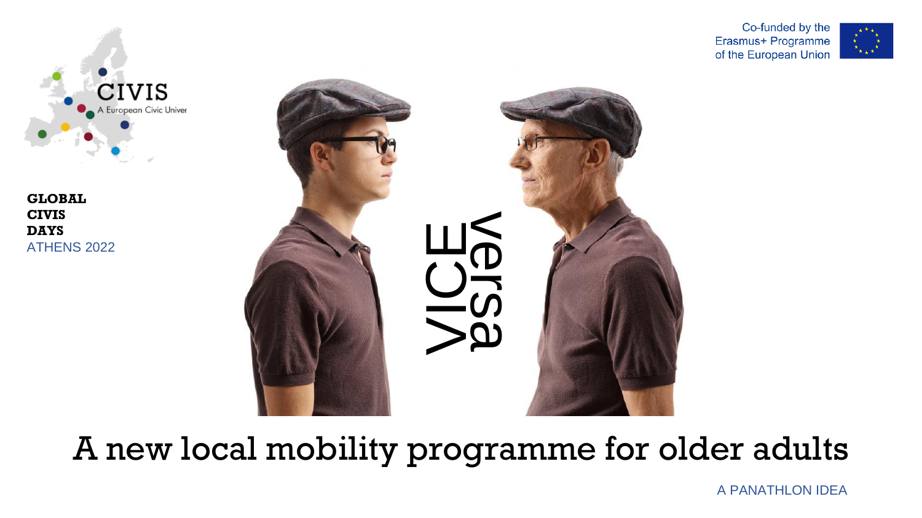Co-funded by the Erasmus+ Programme of the European Union

CIVIS
A European Civic Univer

**GLOBAL**
**CIVIS**
**DAYS**
ATHENS 2022

VICE versa

# A new local mobility programme for older adults

A PANATHLON IDEA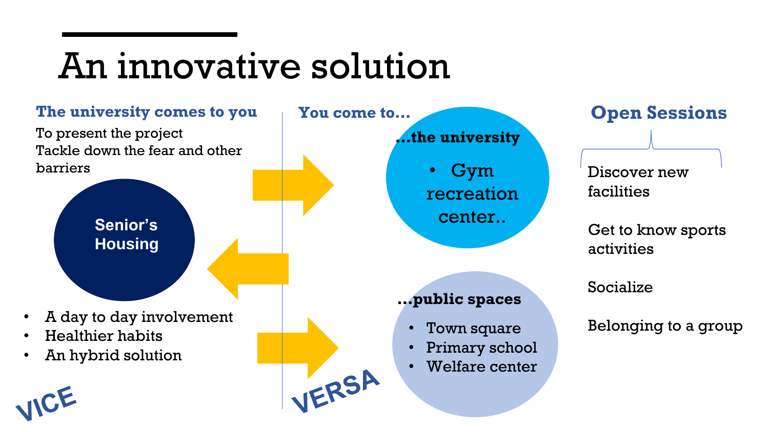# An innovative solution

### The university comes to you

To present the project
Tackle down the fear and other barriers

**Senior's Housing**

- A day to day involvement
- Healthier habits
- An hybrid solution

VICE

### You come to…

**…the university**

- Gym recreation center..

**…public spaces**

- Town square
- Primary school
- Welfare center

VERSA

### Open Sessions

Discover new facilities

Get to know sports activities

Socialize

Belonging to a group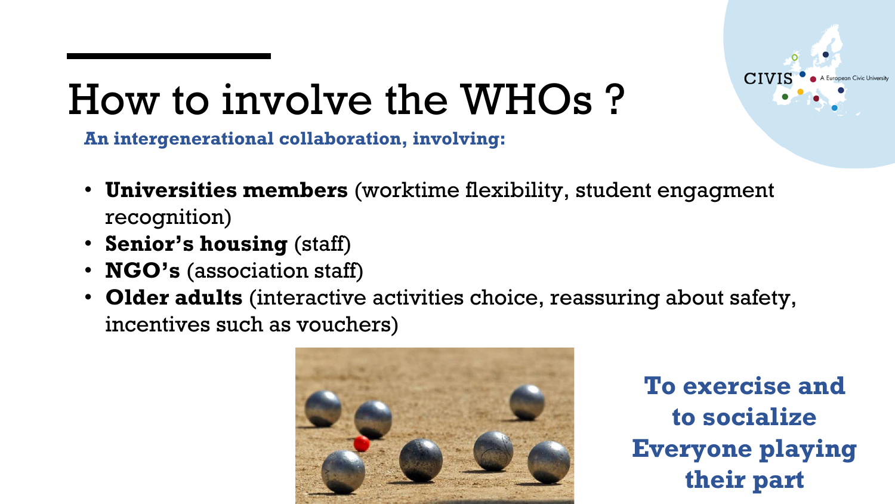# How to involve the WHOs ?

**An intergenerational collaboration, involving:**

- **Universities members** (worktime flexibility, student engagment recognition)
- **Senior's housing** (staff)
- **NGO's** (association staff)
- **Older adults** (interactive activities choice, reassuring about safety, incentives such as vouchers)

**To exercise and to socialize Everyone playing their part**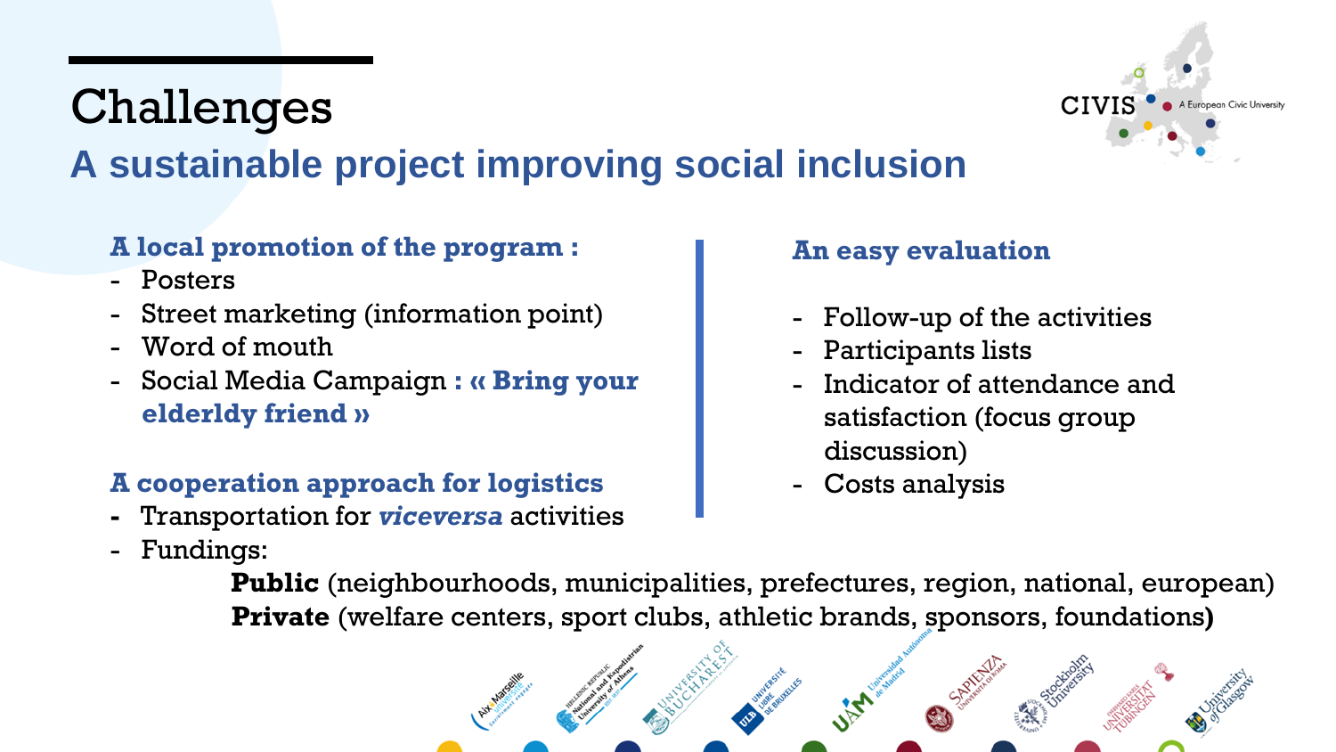# Challenges

## A sustainable project improving social inclusion

**A local promotion of the program :**

- Posters
- Street marketing (information point)
- Word of mouth
- Social Media Campaign **: « Bring your elderldy friend »**

**A cooperation approach for logistics**

- Transportation for ***viceversa*** activities
- Fundings:

  **Public** (neighbourhoods, municipalities, prefectures, region, national, european)
  **Private** (welfare centers, sport clubs, athletic brands, sponsors, foundations**)**

**An easy evaluation**

- Follow-up of the activities
- Participants lists
- Indicator of attendance and satisfaction (focus group discussion)
- Costs analysis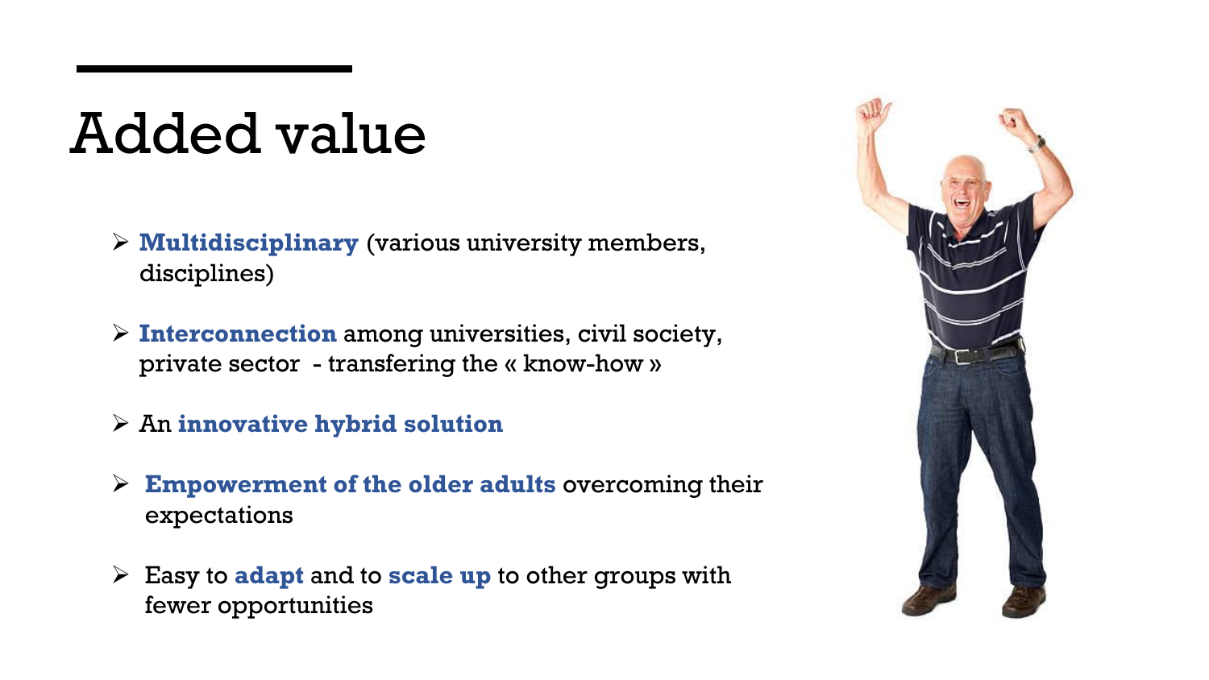# Added value

- **Multidisciplinary** (various university members, disciplines)
- **Interconnection** among universities, civil society, private sector - transfering the « know-how »
- An **innovative hybrid solution**
- **Empowerment of the older adults** overcoming their expectations
- Easy to **adapt** and to **scale up** to other groups with fewer opportunities